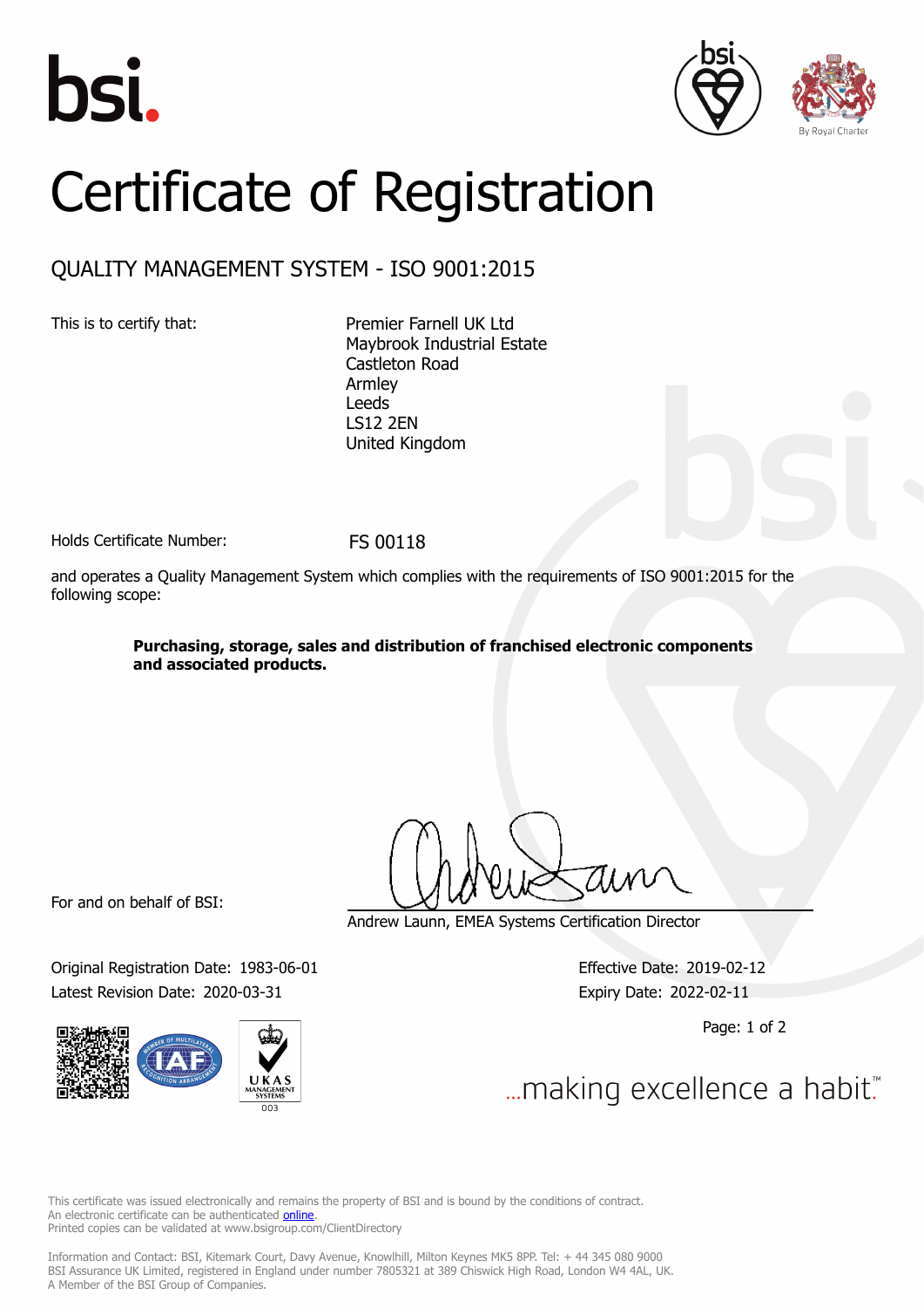bsi.

By Royal Charter

# Certificate of Registration

## QUALITY MANAGEMENT SYSTEM - ISO 9001:2015

This is to certify that:

Premier Farnell UK Ltd
Maybrook Industrial Estate
Castleton Road
Armley
Leeds
LS12 2EN
United Kingdom

Holds Certificate Number: FS 00118

and operates a Quality Management System which complies with the requirements of ISO 9001:2015 for the following scope:

**Purchasing, storage, sales and distribution of franchised electronic components and associated products.**

For and on behalf of BSI:

Andrew Launn, EMEA Systems Certification Director

Original Registration Date: 1983-06-01
Latest Revision Date: 2020-03-31

Effective Date: 2019-02-12
Expiry Date: 2022-02-11

...making excellence a habit.™

This certificate was issued electronically and remains the property of BSI and is bound by the conditions of contract.
An electronic certificate can be authenticated online.
Printed copies can be validated at www.bsigroup.com/ClientDirectory

Information and Contact: BSI, Kitemark Court, Davy Avenue, Knowlhill, Milton Keynes MK5 8PP. Tel: + 44 345 080 9000
BSI Assurance UK Limited, registered in England under number 7805321 at 389 Chiswick High Road, London W4 4AL, UK.
A Member of the BSI Group of Companies.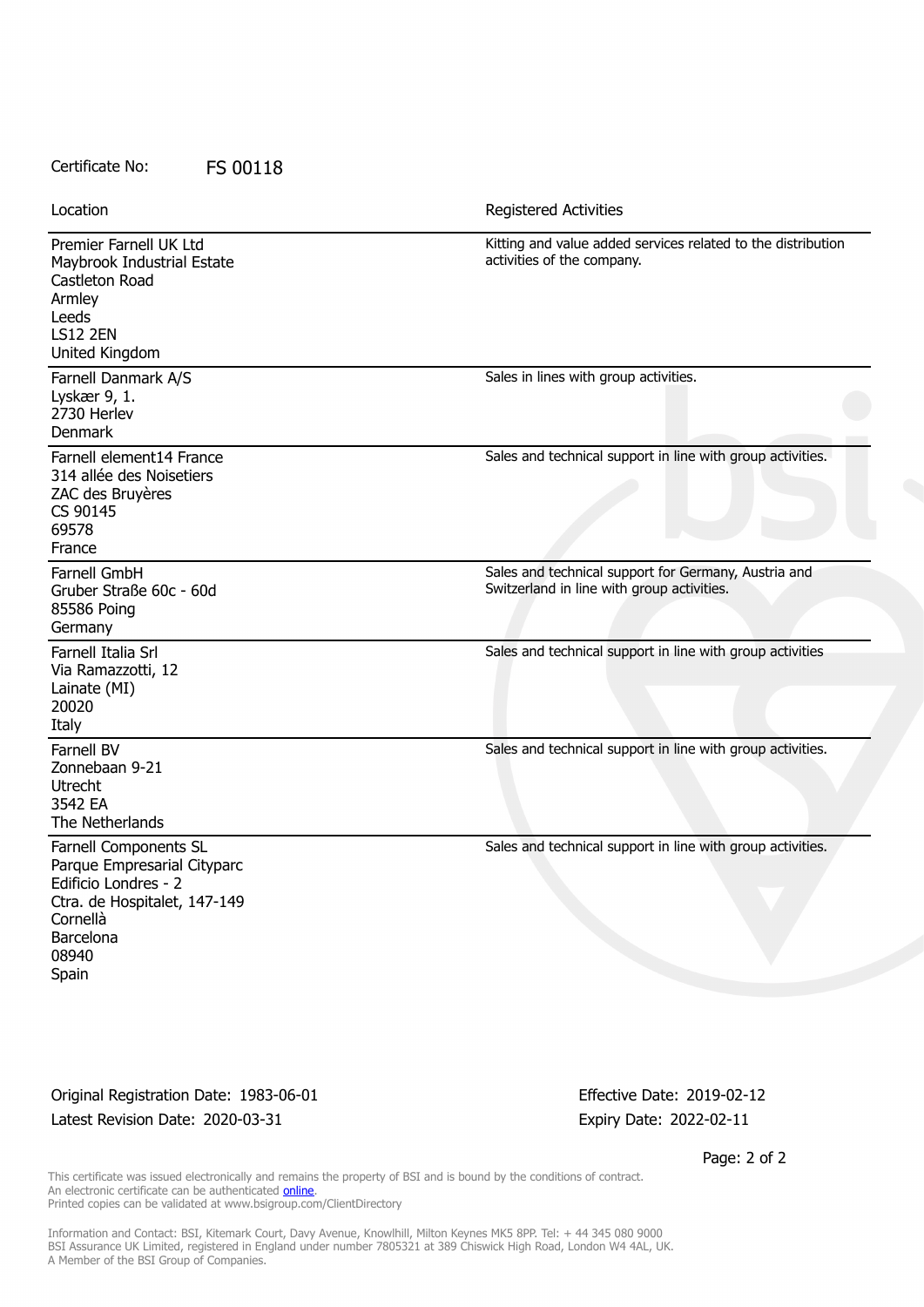Certificate No: FS 00118

| Location | Registered Activities |
| --- | --- |
| Premier Farnell UK Ltd<br>Maybrook Industrial Estate<br>Castleton Road<br>Armley<br>Leeds<br>LS12 2EN<br>United Kingdom | Kitting and value added services related to the distribution activities of the company. |
| Farnell Danmark A/S<br>Lyskær 9, 1.<br>2730 Herlev<br>Denmark | Sales in lines with group activities. |
| Farnell element14 France<br>314 allée des Noisetiers<br>ZAC des Bruyères<br>CS 90145<br>69578<br>France | Sales and technical support in line with group activities. |
| Farnell GmbH<br>Gruber Straße 60c - 60d<br>85586 Poing<br>Germany | Sales and technical support for Germany, Austria and Switzerland in line with group activities. |
| Farnell Italia Srl<br>Via Ramazzotti, 12<br>Lainate (MI)<br>20020<br>Italy | Sales and technical support in line with group activities |
| Farnell BV<br>Zonnebaan 9-21<br>Utrecht<br>3542 EA<br>The Netherlands | Sales and technical support in line with group activities. |
| Farnell Components SL<br>Parque Empresarial Cityparc<br>Edificio Londres - 2<br>Ctra. de Hospitalet, 147-149<br>Cornellà<br>Barcelona<br>08940<br>Spain | Sales and technical support in line with group activities. |

Original Registration Date: 1983-06-01

Latest Revision Date: 2020-03-31

Effective Date: 2019-02-12

Expiry Date: 2022-02-11

This certificate was issued electronically and remains the property of BSI and is bound by the conditions of contract.
An electronic certificate can be authenticated online.
Printed copies can be validated at www.bsigroup.com/ClientDirectory

Information and Contact: BSI, Kitemark Court, Davy Avenue, Knowlhill, Milton Keynes MK5 8PP. Tel: + 44 345 080 9000
BSI Assurance UK Limited, registered in England under number 7805321 at 389 Chiswick High Road, London W4 4AL, UK.
A Member of the BSI Group of Companies.